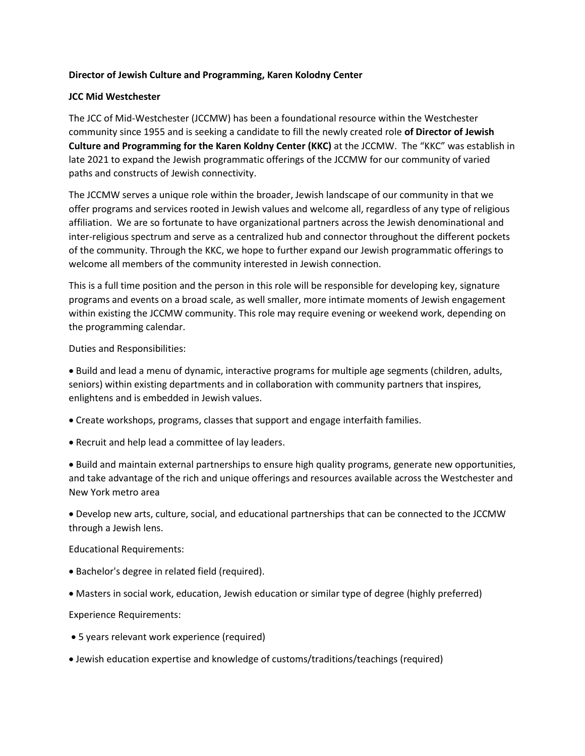**Director of Jewish Culture and Programming, Karen Kolodny Center**

**JCC Mid Westchester**

The JCC of Mid-Westchester (JCCMW) has been a foundational resource within the Westchester community since 1955 and is seeking a candidate to fill the newly created role **of Director of Jewish Culture and Programming for the Karen Koldny Center (KKC)** at the JCCMW. The "KKC" was establish in late 2021 to expand the Jewish programmatic offerings of the JCCMW for our community of varied paths and constructs of Jewish connectivity.

The JCCMW serves a unique role within the broader, Jewish landscape of our community in that we offer programs and services rooted in Jewish values and welcome all, regardless of any type of religious affiliation. We are so fortunate to have organizational partners across the Jewish denominational and inter-religious spectrum and serve as a centralized hub and connector throughout the different pockets of the community. Through the KKC, we hope to further expand our Jewish programmatic offerings to welcome all members of the community interested in Jewish connection.

This is a full time position and the person in this role will be responsible for developing key, signature programs and events on a broad scale, as well smaller, more intimate moments of Jewish engagement within existing the JCCMW community. This role may require evening or weekend work, depending on the programming calendar.

Duties and Responsibilities:

- Build and lead a menu of dynamic, interactive programs for multiple age segments (children, adults, seniors) within existing departments and in collaboration with community partners that inspires, enlightens and is embedded in Jewish values.
- Create workshops, programs, classes that support and engage interfaith families.
- Recruit and help lead a committee of lay leaders.
- Build and maintain external partnerships to ensure high quality programs, generate new opportunities, and take advantage of the rich and unique offerings and resources available across the Westchester and New York metro area
- Develop new arts, culture, social, and educational partnerships that can be connected to the JCCMW through a Jewish lens.

Educational Requirements:

- Bachelor's degree in related field (required).
- Masters in social work, education, Jewish education or similar type of degree (highly preferred)

Experience Requirements:

- 5 years relevant work experience (required)
- Jewish education expertise and knowledge of customs/traditions/teachings (required)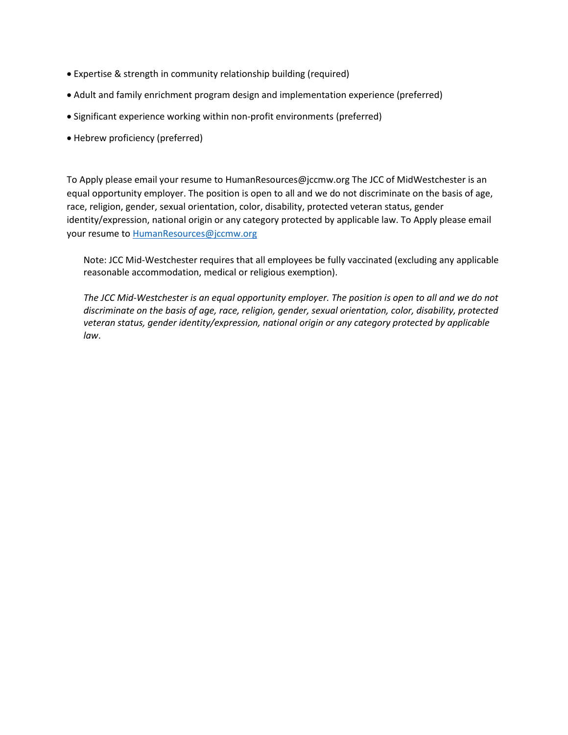- Expertise & strength in community relationship building (required)
- Adult and family enrichment program design and implementation experience (preferred)
- Significant experience working within non-profit environments (preferred)
- Hebrew proficiency (preferred)

To Apply please email your resume to HumanResources@jccmw.org The JCC of MidWestchester is an equal opportunity employer. The position is open to all and we do not discriminate on the basis of age, race, religion, gender, sexual orientation, color, disability, protected veteran status, gender identity/expression, national origin or any category protected by applicable law. To Apply please email your resume to HumanResources@jccmw.org

> Note: JCC Mid-Westchester requires that all employees be fully vaccinated (excluding any applicable reasonable accommodation, medical or religious exemption).
>
> *The JCC Mid-Westchester is an equal opportunity employer. The position is open to all and we do not discriminate on the basis of age, race, religion, gender, sexual orientation, color, disability, protected veteran status, gender identity/expression, national origin or any category protected by applicable law*.